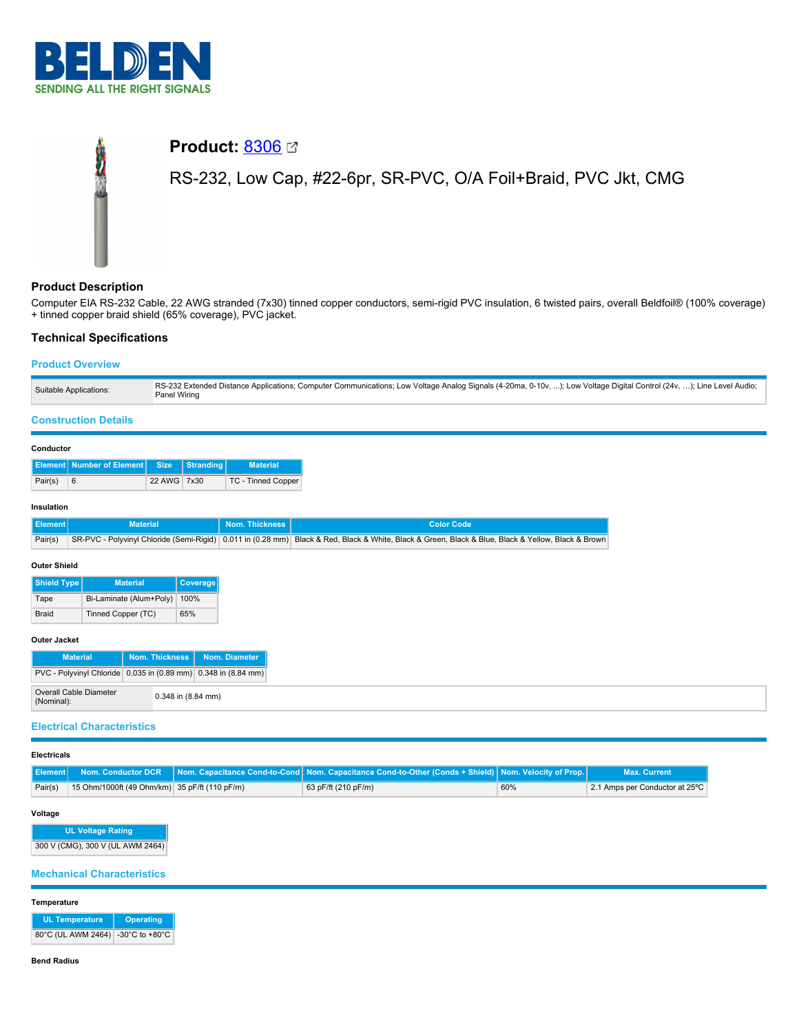## Product: 8306

RS-232, Low Cap, #22-6pr, SR-PVC, O/A Foil+Braid, PVC Jkt, CMG

### Product Description

Computer EIA RS-232 Cable, 22 AWG stranded (7x30) tinned copper conductors, semi-rigid PVC insulation, 6 twisted pairs, overall Beldfoil® (100% coverage) + tinned copper braid shield (65% coverage), PVC jacket.

### Technical Specifications

#### Product Overview

| | |
|---|---|
| Suitable Applications: | RS-232 Extended Distance Applications; Computer Communications; Low Voltage Analog Signals (4-20ma, 0-10v, ...); Low Voltage Digital Control (24v, ...); Line Level Audio; Panel Wiring |

#### Construction Details

**Conductor**

| Element | Number of Element | Size | Stranding | Material |
|---|---|---|---|---|
| Pair(s) | 6 | 22 AWG | 7x30 | TC - Tinned Copper |

**Insulation**

| Element | Material | Nom. Thickness | Color Code |
|---|---|---|---|
| Pair(s) | SR-PVC - Polyvinyl Chloride (Semi-Rigid) | 0.011 in (0.28 mm) | Black & Red, Black & White, Black & Green, Black & Blue, Black & Yellow, Black & Brown |

**Outer Shield**

| Shield Type | Material | Coverage |
|---|---|---|
| Tape | Bi-Laminate (Alum+Poly) | 100% |
| Braid | Tinned Copper (TC) | 65% |

**Outer Jacket**

| Material | Nom. Thickness | Nom. Diameter |
|---|---|---|
| PVC - Polyvinyl Chloride | 0.035 in (0.89 mm) | 0.348 in (8.84 mm) |

| | |
|---|---|
| Overall Cable Diameter (Nominal): | 0.348 in (8.84 mm) |

#### Electrical Characteristics

**Electricals**

| Element | Nom. Conductor DCR | Nom. Capacitance Cond-to-Cond | Nom. Capacitance Cond-to-Other (Conds + Shield) | Nom. Velocity of Prop. | Max. Current |
|---|---|---|---|---|---|
| Pair(s) | 15 Ohm/1000ft (49 Ohm/km) | 35 pF/ft (110 pF/m) | 63 pF/ft (210 pF/m) | 60% | 2.1 Amps per Conductor at 25ºC |

**Voltage**

| UL Voltage Rating |
|---|
| 300 V (CMG), 300 V (UL AWM 2464) |

#### Mechanical Characteristics

**Temperature**

| UL Temperature | Operating |
|---|---|
| 80°C (UL AWM 2464) | -30°C to +80°C |

**Bend Radius**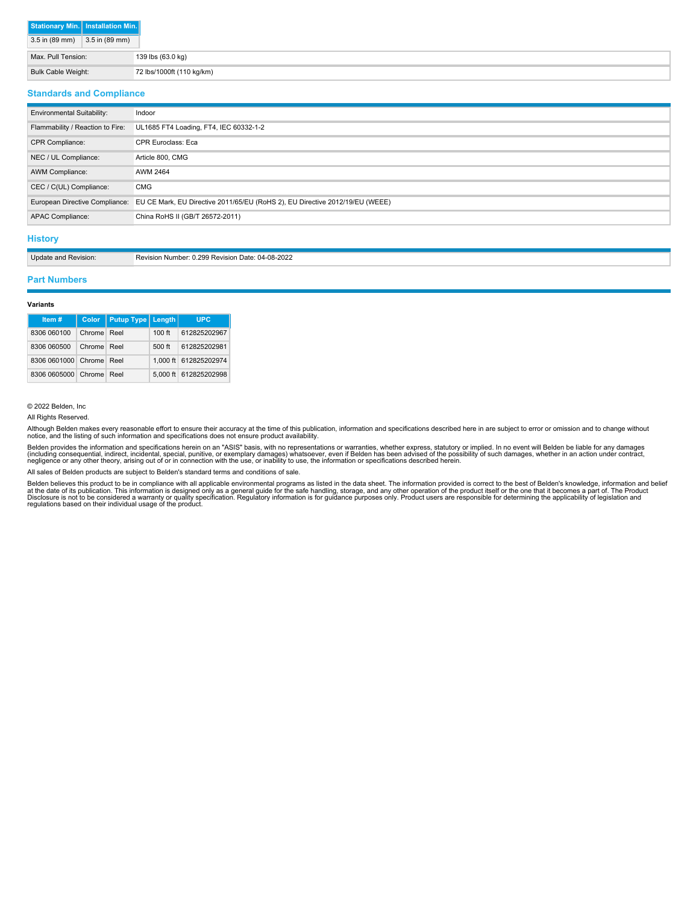| Stationary Min. | Installation Min. |
|---|---|
| 3.5 in (89 mm) | 3.5 in (89 mm) |

| | |
|---|---|
| Max. Pull Tension: | 139 lbs (63.0 kg) |
| Bulk Cable Weight: | 72 lbs/1000ft (110 kg/km) |

## Standards and Compliance

| | |
|---|---|
| Environmental Suitability: | Indoor |
| Flammability / Reaction to Fire: | UL1685 FT4 Loading, FT4, IEC 60332-1-2 |
| CPR Compliance: | CPR Euroclass: Eca |
| NEC / UL Compliance: | Article 800, CMG |
| AWM Compliance: | AWM 2464 |
| CEC / C(UL) Compliance: | CMG |
| European Directive Compliance: | EU CE Mark, EU Directive 2011/65/EU (RoHS 2), EU Directive 2012/19/EU (WEEE) |
| APAC Compliance: | China RoHS II (GB/T 26572-2011) |

## History

| | |
|---|---|
| Update and Revision: | Revision Number: 0.299 Revision Date: 04-08-2022 |

## Part Numbers

**Variants**

| Item # | Color | Putup Type | Length | UPC |
|---|---|---|---|---|
| 8306 060100 | Chrome | Reel | 100 ft | 612825202967 |
| 8306 060500 | Chrome | Reel | 500 ft | 612825202981 |
| 8306 0601000 | Chrome | Reel | 1,000 ft | 612825202974 |
| 8306 0605000 | Chrome | Reel | 5,000 ft | 612825202998 |

© 2022 Belden, Inc

All Rights Reserved.

Although Belden makes every reasonable effort to ensure their accuracy at the time of this publication, information and specifications described here in are subject to error or omission and to change without notice, and the listing of such information and specifications does not ensure product availability.

Belden provides the information and specifications herein on an "ASIS" basis, with no representations or warranties, whether express, statutory or implied. In no event will Belden be liable for any damages (including consequential, indirect, incidental, special, punitive, or exemplary damages) whatsoever, even if Belden has been advised of the possibility of such damages, whether in an action under contract, negligence or any other theory, arising out of or in connection with the use, or inability to use, the information or specifications described herein.

All sales of Belden products are subject to Belden's standard terms and conditions of sale.

Belden believes this product to be in compliance with all applicable environmental programs as listed in the data sheet. The information provided is correct to the best of Belden's knowledge, information and belief at the date of its publication. This information is designed only as a general guide for the safe handling, storage, and any other operation of the product itself or the one that it becomes a part of. The Product Disclosure is not to be considered a warranty or quality specification. Regulatory information is for guidance purposes only. Product users are responsible for determining the applicability of legislation and regulations based on their individual usage of the product.